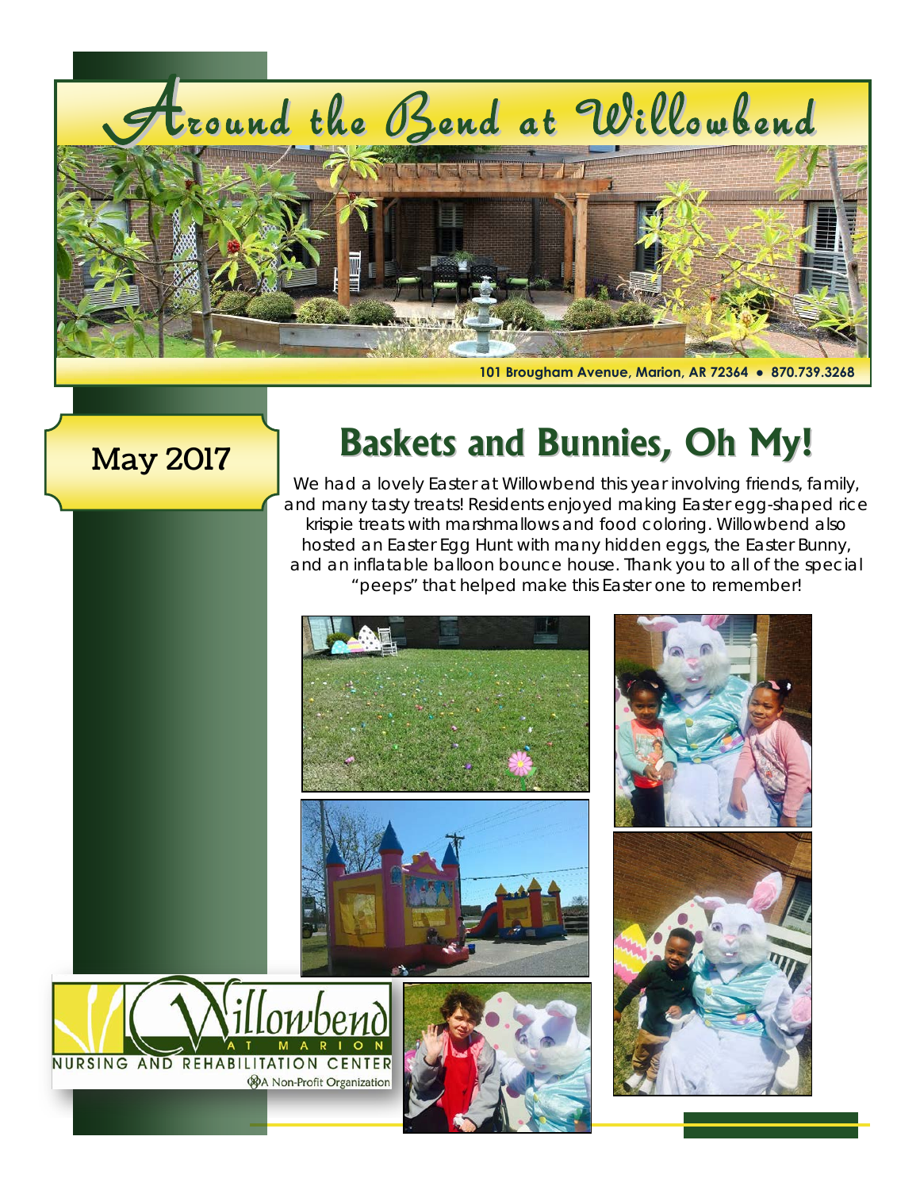# Around the Bend at Willowbend

101 Brougham Avenue, Marion, AR 72364 • 870.739.3268

May 2017

## Baskets and Bunnies, Oh My!

We had a lovely Easter at Willowbend this year involving friends, family, and many tasty treats! Residents enjoyed making Easter egg-shaped rice krispie treats with marshmallows and food coloring. Willowbend also hosted an Easter Egg Hunt with many hidden eggs, the Easter Bunny, and an inflatable balloon bounce house. Thank you to all of the special "peeps" that helped make this Easter one to remember!

Willowbend at Marion
NURSING AND REHABILITATION CENTER
A Non-Profit Organization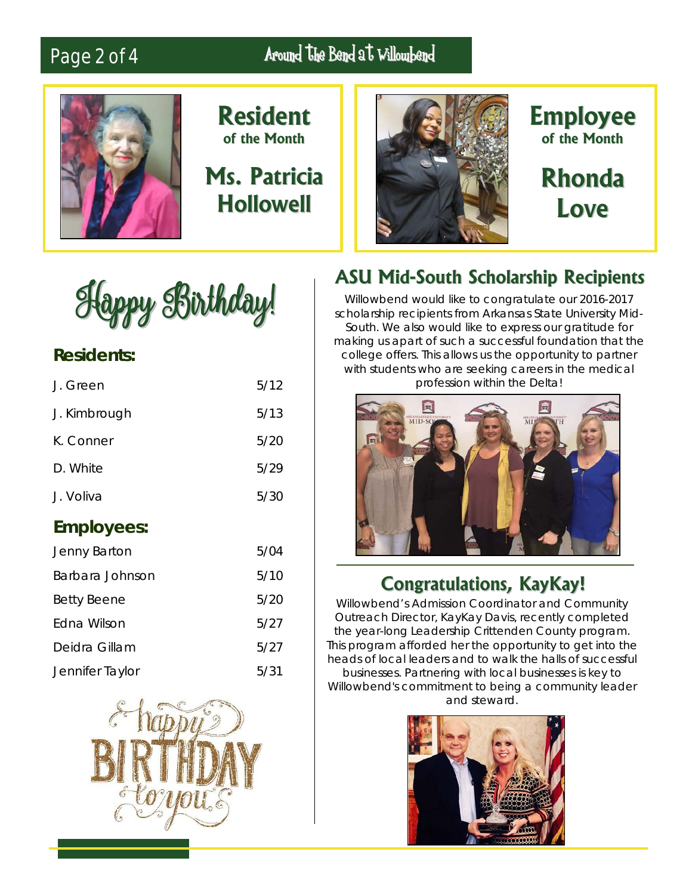## Resident of the Month

### Ms. Patricia Hollowell

## Employee of the Month

### Rhonda Love

# Happy Birthday!

### Residents:

| | |
|---|---|
| J. Green | 5/12 |
| J. Kimbrough | 5/13 |
| K. Conner | 5/20 |
| D. White | 5/29 |
| J. Voliva | 5/30 |

### Employees:

| | |
|---|---|
| Jenny Barton | 5/04 |
| Barbara Johnson | 5/10 |
| Betty Beene | 5/20 |
| Edna Wilson | 5/27 |
| Deidra Gillam | 5/27 |
| Jennifer Taylor | 5/31 |

## ASU Mid-South Scholarship Recipients

Willowbend would like to congratulate our 2016-2017 scholarship recipients from Arkansas State University Mid-South. We also would like to express our gratitude for making us apart of such a successful foundation that the college offers. This allows us the opportunity to partner with students who are seeking careers in the medical profession within the Delta!

## Congratulations, KayKay!

Willowbend's Admission Coordinator and Community Outreach Director, KayKay Davis, recently completed the year-long Leadership Crittenden County program. This program afforded her the opportunity to get into the heads of local leaders and to walk the halls of successful businesses. Partnering with local businesses is key to Willowbend's commitment to being a community leader and steward.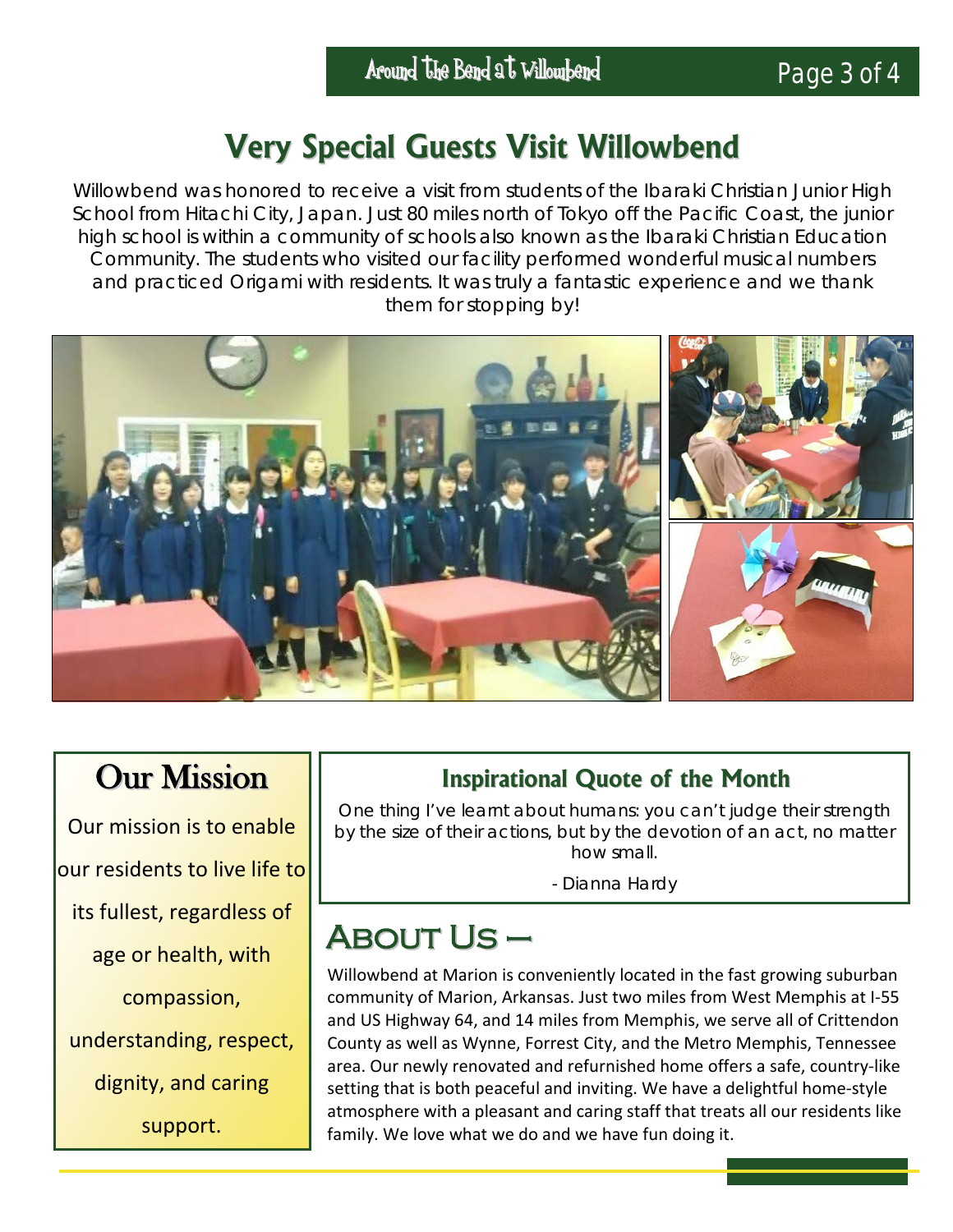# Very Special Guests Visit Willowbend

Willowbend was honored to receive a visit from students of the Ibaraki Christian Junior High School from Hitachi City, Japan. Just 80 miles north of Tokyo off the Pacific Coast, the junior high school is within a community of schools also known as the Ibaraki Christian Education Community. The students who visited our facility performed wonderful musical numbers and practiced Origami with residents. It was truly a fantastic experience and we thank them for stopping by!

## Our Mission

Our mission is to enable our residents to live life to its fullest, regardless of age or health, with compassion, understanding, respect, dignity, and caring support.

### Inspirational Quote of the Month

One thing I've learnt about humans: you can't judge their strength by the size of their actions, but by the devotion of an act, no matter how small.

- Dianna Hardy

## About Us –

Willowbend at Marion is conveniently located in the fast growing suburban community of Marion, Arkansas. Just two miles from West Memphis at I-55 and US Highway 64, and 14 miles from Memphis, we serve all of Crittendon County as well as Wynne, Forrest City, and the Metro Memphis, Tennessee area. Our newly renovated and refurnished home offers a safe, country-like setting that is both peaceful and inviting. We have a delightful home-style atmosphere with a pleasant and caring staff that treats all our residents like family. We love what we do and we have fun doing it.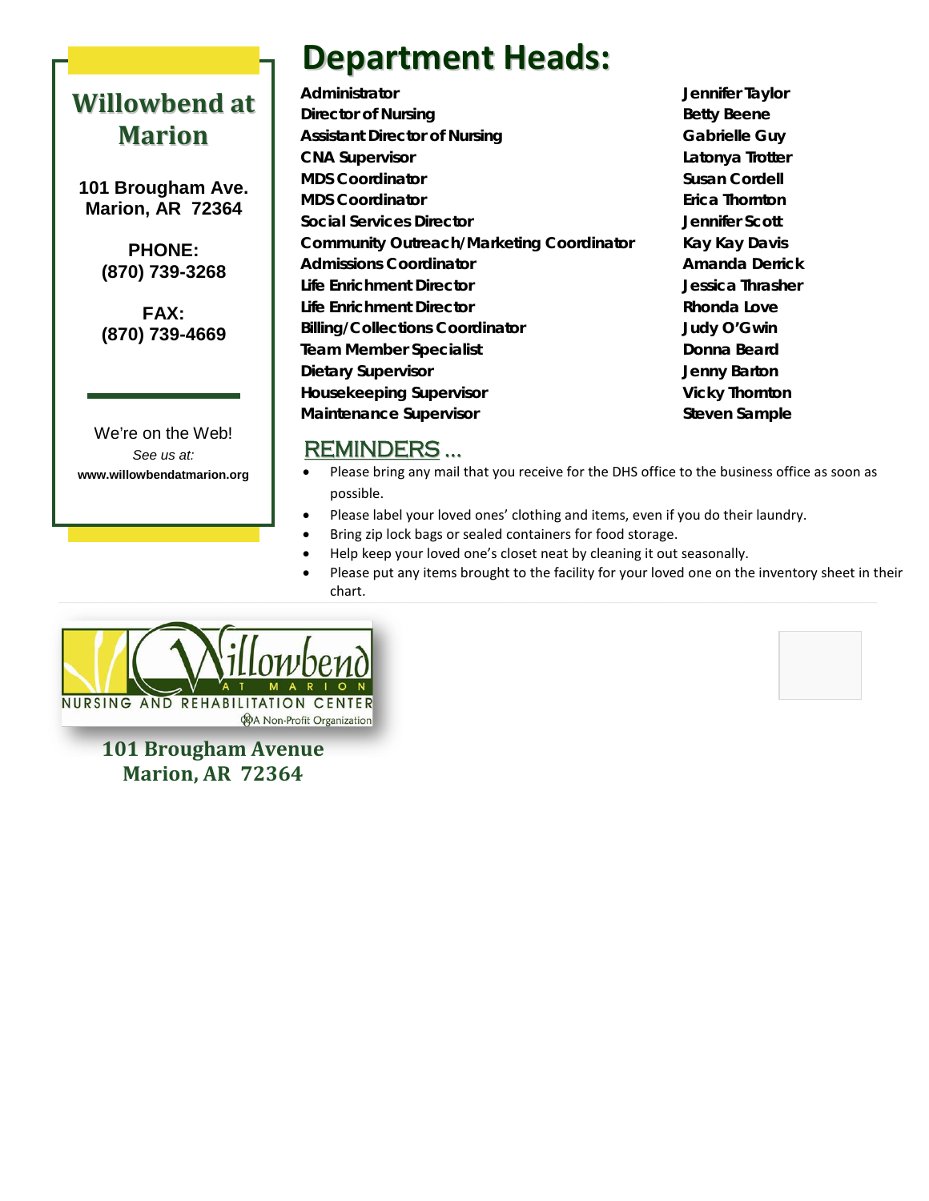## Willowbend at Marion

**101 Brougham Ave.**
**Marion, AR 72364**

**PHONE:**
**(870) 739-3268**

**FAX:**
**(870) 739-4669**

We're on the Web!
*See us at:*
**www.willowbendatmarion.org**

# Department Heads:

| | |
|---|---|
| **Administrator** | **Jennifer Taylor** |
| **Director of Nursing** | **Betty Beene** |
| **Assistant Director of Nursing** | **Gabrielle Guy** |
| **CNA Supervisor** | **Latonya Trotter** |
| **MDS Coordinator** | **Susan Cordell** |
| **MDS Coordinator** | **Erica Thornton** |
| **Social Services Director** | **Jennifer Scott** |
| **Community Outreach/Marketing Coordinator** | **Kay Kay Davis** |
| **Admissions Coordinator** | **Amanda Derrick** |
| **Life Enrichment Director** | **Jessica Thrasher** |
| **Life Enrichment Director** | **Rhonda Love** |
| **Billing/Collections Coordinator** | **Judy O'Gwin** |
| **Team Member Specialist** | **Donna Beard** |
| **Dietary Supervisor** | **Jenny Barton** |
| **Housekeeping Supervisor** | **Vicky Thornton** |
| **Maintenance Supervisor** | **Steven Sample** |

## REMINDERS …

- Please bring any mail that you receive for the DHS office to the business office as soon as possible.
- Please label your loved ones' clothing and items, even if you do their laundry.
- Bring zip lock bags or sealed containers for food storage.
- Help keep your loved one's closet neat by cleaning it out seasonally.
- Please put any items brought to the facility for your loved one on the inventory sheet in their chart.

Willowbend AT MARION
NURSING AND REHABILITATION CENTER
A Non-Profit Organization

**101 Brougham Avenue**
**Marion, AR 72364**